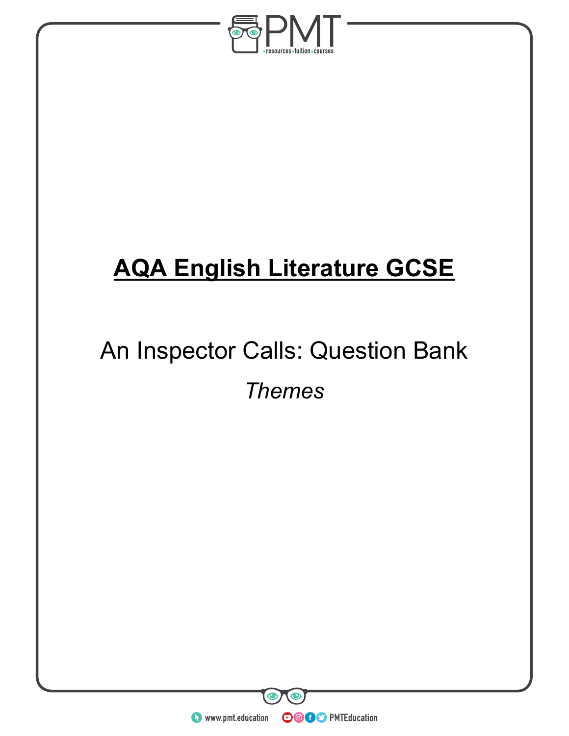# AQA English Literature GCSE

## An Inspector Calls: Question Bank

*Themes*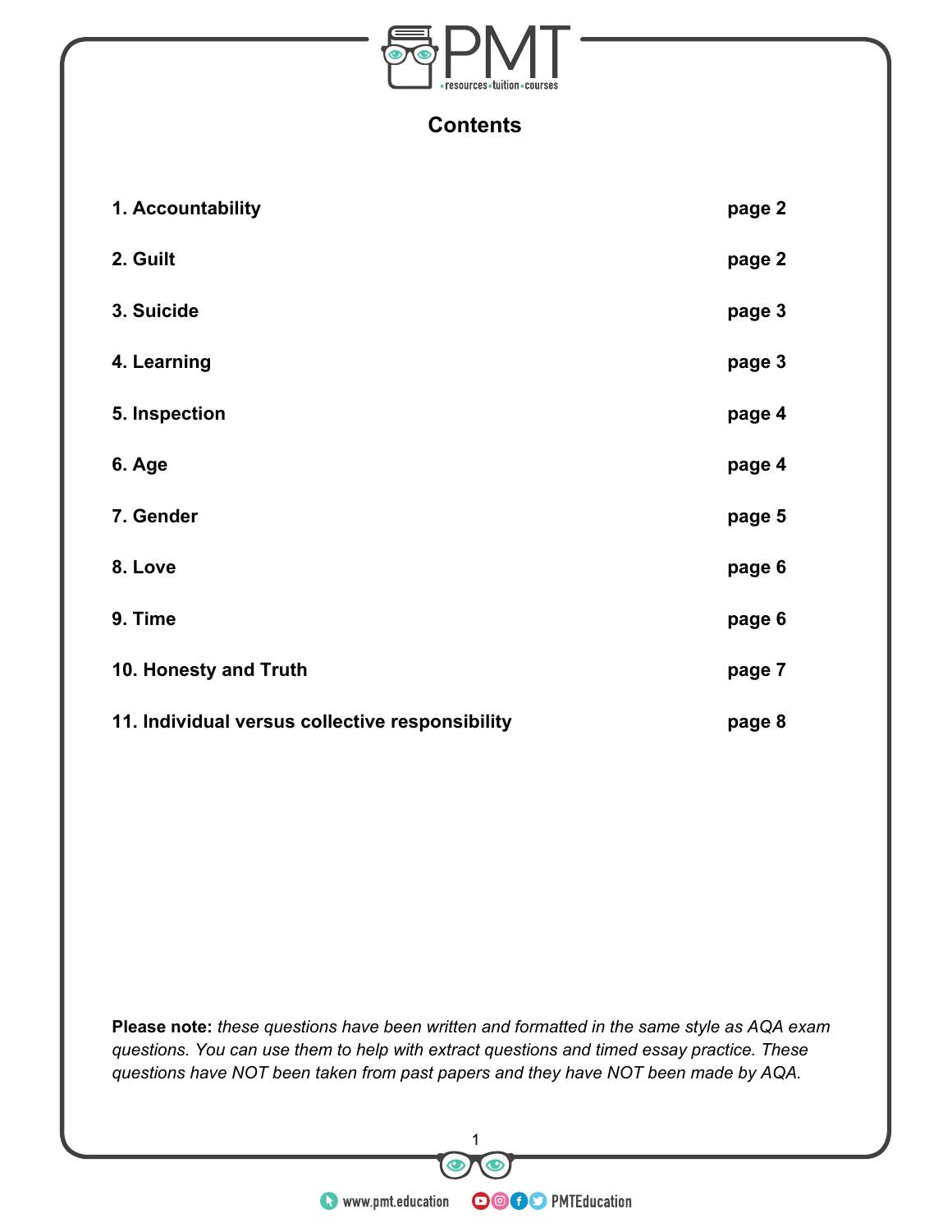## Contents

| | |
|---|---|
| **1. Accountability** | **page 2** |
| **2. Guilt** | **page 2** |
| **3. Suicide** | **page 3** |
| **4. Learning** | **page 3** |
| **5. Inspection** | **page 4** |
| **6. Age** | **page 4** |
| **7. Gender** | **page 5** |
| **8. Love** | **page 6** |
| **9. Time** | **page 6** |
| **10. Honesty and Truth** | **page 7** |
| **11. Individual versus collective responsibility** | **page 8** |

**Please note:** *these questions have been written and formatted in the same style as AQA exam questions. You can use them to help with extract questions and timed essay practice. These questions have NOT been taken from past papers and they have NOT been made by AQA.*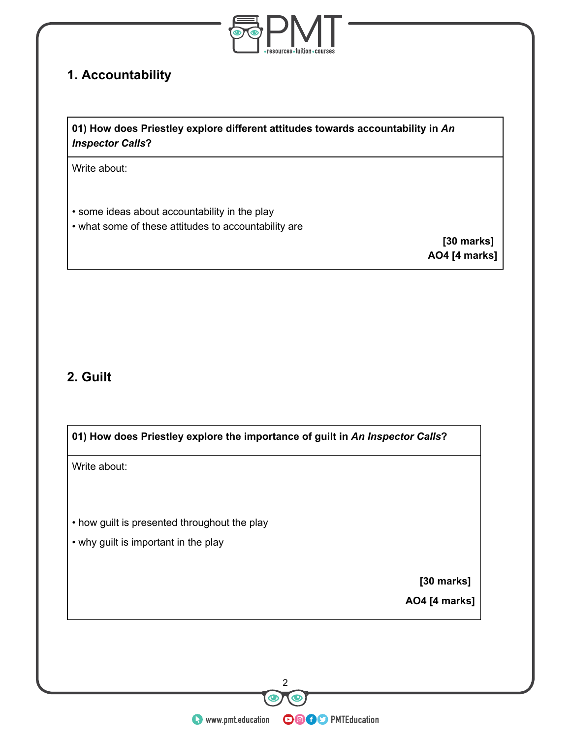## 1. Accountability

| **01) How does Priestley explore different attitudes towards accountability in *An Inspector Calls*?** |
|---|
| Write about:<br><br>• some ideas about accountability in the play<br>• what some of these attitudes to accountability are<br><br>**[30 marks]**<br>**AO4 [4 marks]** |

## 2. Guilt

| **01) How does Priestley explore the importance of guilt in *An Inspector Calls*?** |
|---|
| Write about:<br><br>• how guilt is presented throughout the play<br>• why guilt is important in the play<br><br>**[30 marks]**<br>**AO4 [4 marks]** |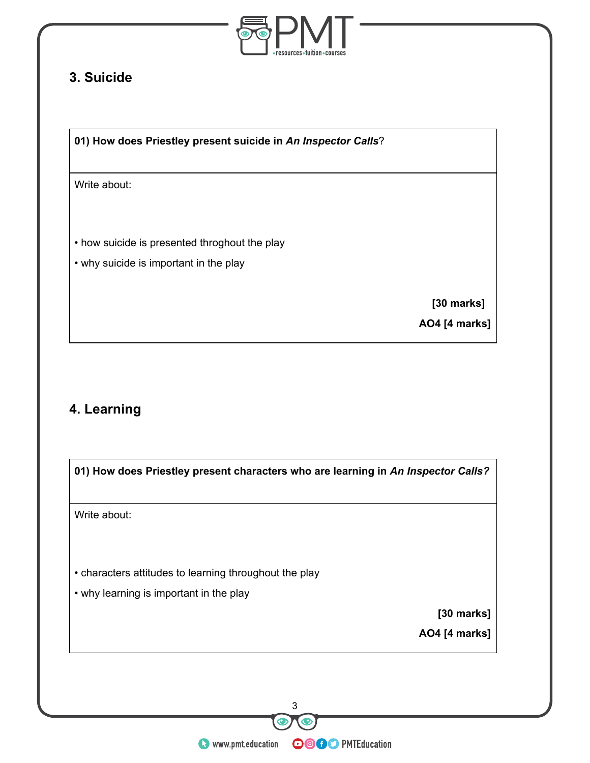## 3. Suicide

**01) How does Priestley present suicide in *An Inspector Calls*?**

Write about:

- how suicide is presented throghout the play
- why suicide is important in the play

**[30 marks]**

**AO4 [4 marks]**

## 4. Learning

**01) How does Priestley present characters who are learning in *An Inspector Calls?***

Write about:

- characters attitudes to learning throughout the play
- why learning is important in the play

**[30 marks]**

**AO4 [4 marks]**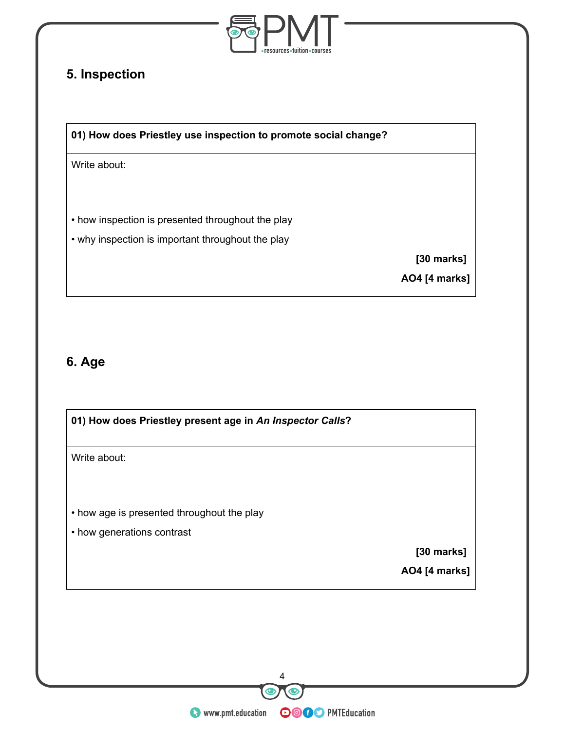## 5. Inspection

| **01) How does Priestley use inspection to promote social change?** |
|---|
| Write about:<br><br>• how inspection is presented throughout the play<br>• why inspection is important throughout the play<br><br>**[30 marks]**<br>**AO4 [4 marks]** |

## 6. Age

| **01) How does Priestley present age in *An Inspector Calls*?** |
|---|
| Write about:<br><br>• how age is presented throughout the play<br>• how generations contrast<br><br>**[30 marks]**<br>**AO4 [4 marks]** |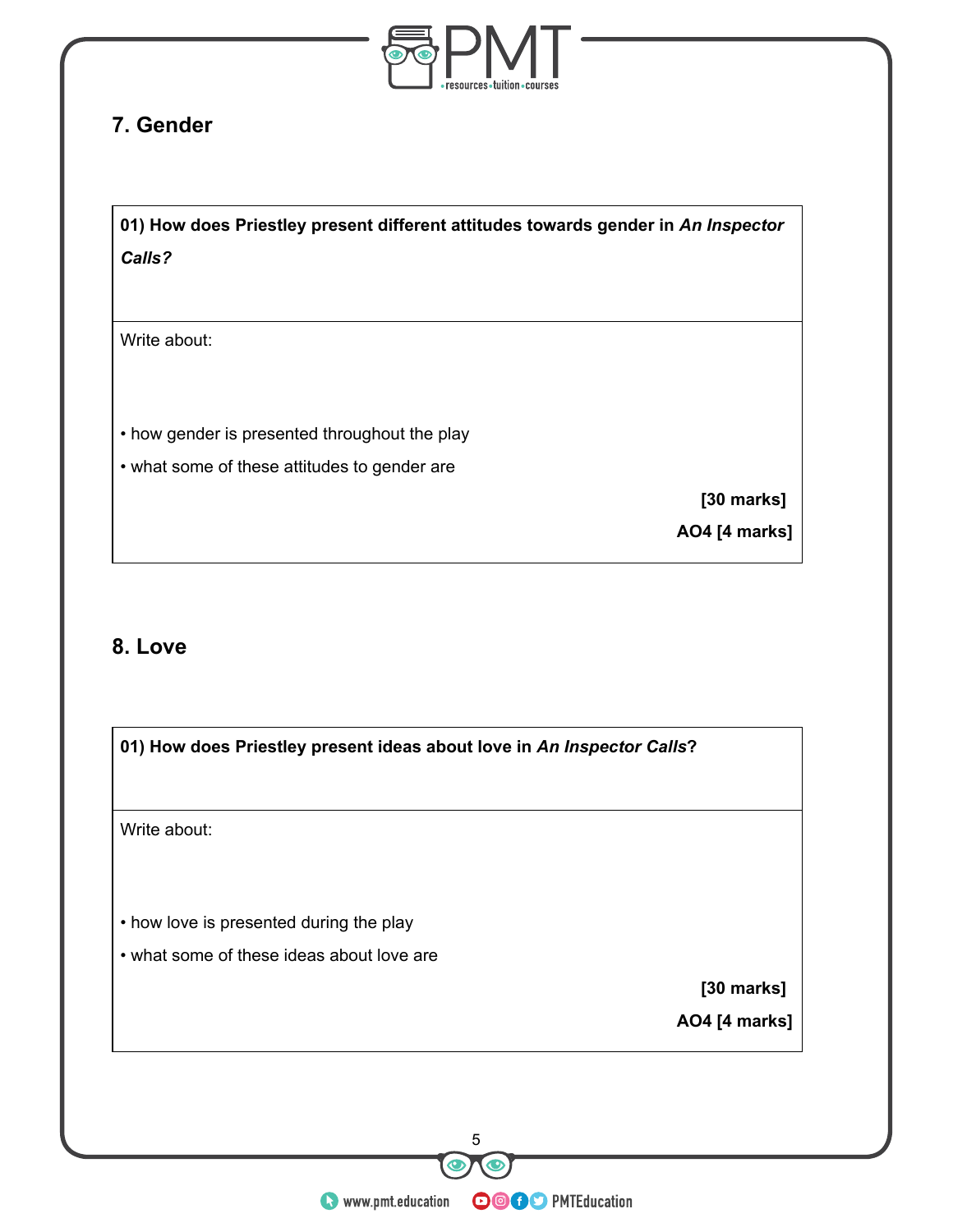## 7. Gender

**01) How does Priestley present different attitudes towards gender in *An Inspector Calls?***

Write about:

- how gender is presented throughout the play
- what some of these attitudes to gender are

**[30 marks]**

**AO4 [4 marks]**

## 8. Love

**01) How does Priestley present ideas about love in *An Inspector Calls*?**

Write about:

- how love is presented during the play
- what some of these ideas about love are

**[30 marks]**

**AO4 [4 marks]**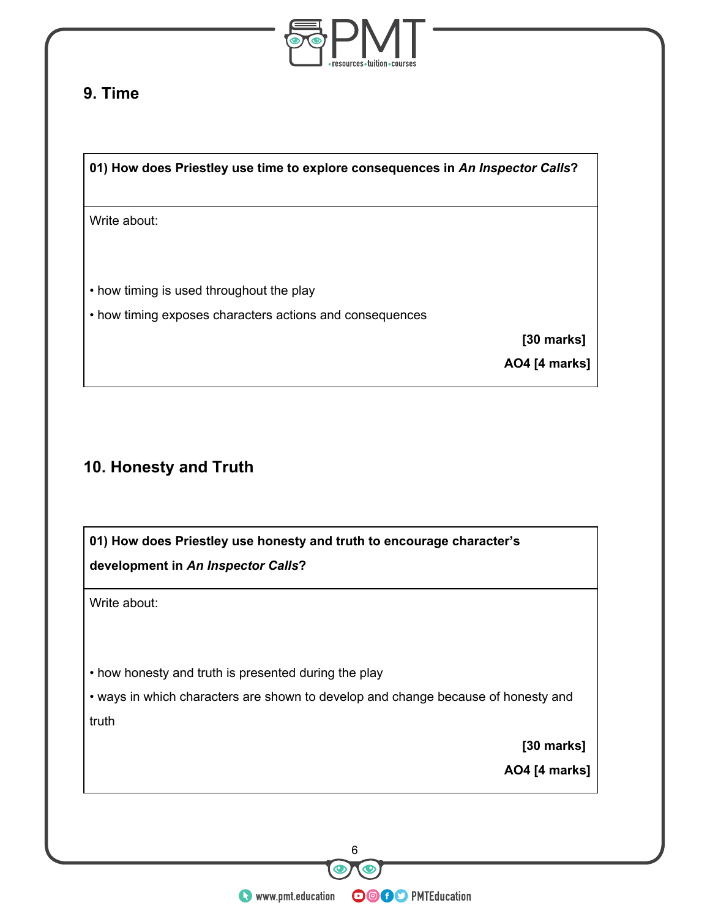## 9. Time

**01) How does Priestley use time to explore consequences in *An Inspector Calls*?**

Write about:

• how timing is used throughout the play

• how timing exposes characters actions and consequences

**[30 marks]**

**AO4 [4 marks]**

## 10. Honesty and Truth

**01) How does Priestley use honesty and truth to encourage character's development in *An Inspector Calls*?**

Write about:

• how honesty and truth is presented during the play

• ways in which characters are shown to develop and change because of honesty and truth

**[30 marks]**

**AO4 [4 marks]**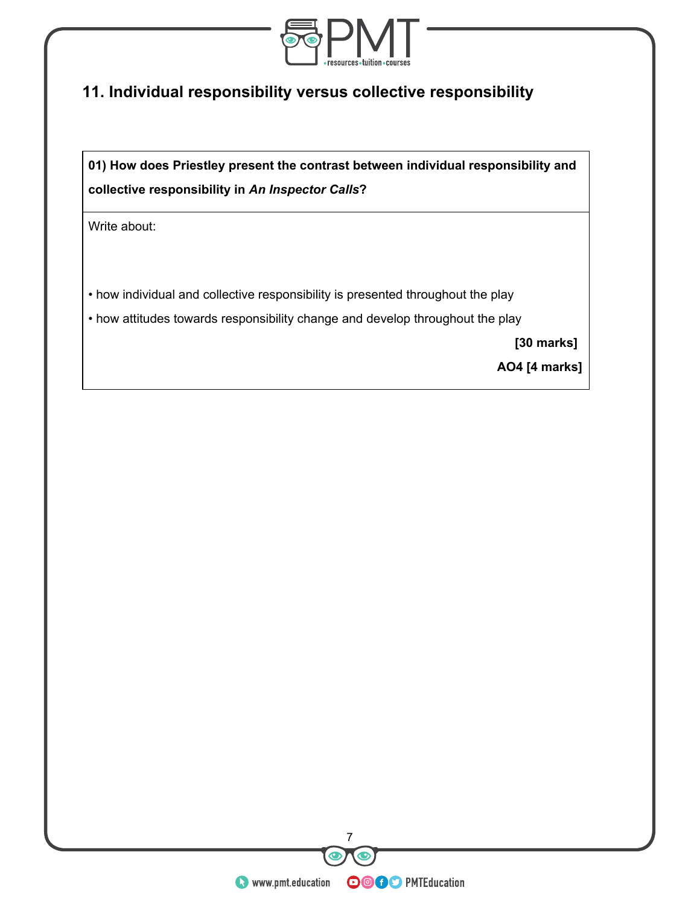## 11. Individual responsibility versus collective responsibility

| |
|---|
| **01) How does Priestley present the contrast between individual responsibility and collective responsibility in *An Inspector Calls*?** |
| Write about:<br><br>• how individual and collective responsibility is presented throughout the play<br>• how attitudes towards responsibility change and develop throughout the play<br><br>**[30 marks]**<br>**AO4 [4 marks]** |